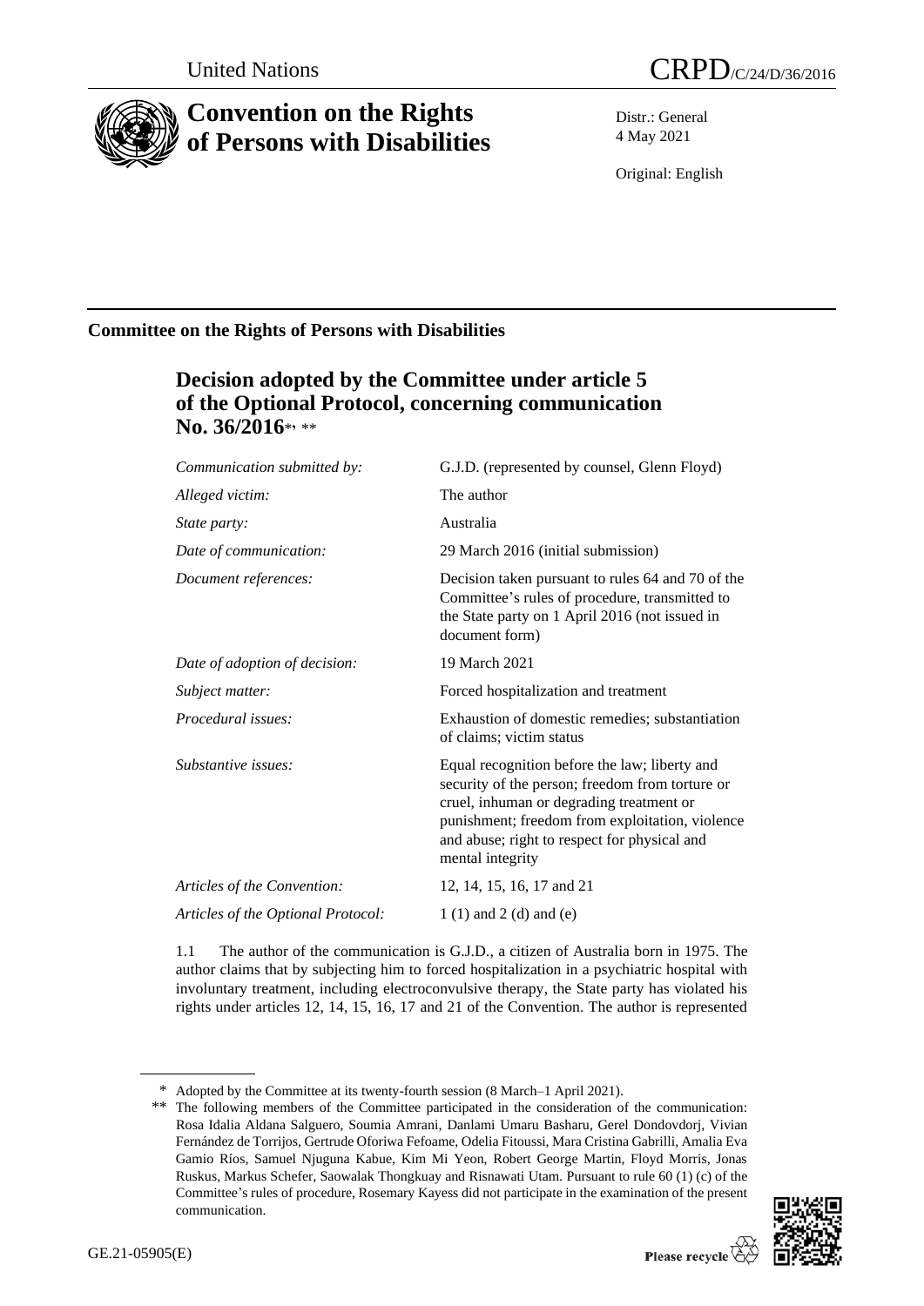United Nations CRPD/C/24/D/36/2016

# Convention on the Rights of Persons with Disabilities

Distr.: General
4 May 2021

Original: English

## Committee on the Rights of Persons with Disabilities

### Decision adopted by the Committee under article 5 of the Optional Protocol, concerning communication No. 36/2016*, **

| | |
|---|---|
| *Communication submitted by:* | G.J.D. (represented by counsel, Glenn Floyd) |
| *Alleged victim:* | The author |
| *State party:* | Australia |
| *Date of communication:* | 29 March 2016 (initial submission) |
| *Document references:* | Decision taken pursuant to rules 64 and 70 of the Committee's rules of procedure, transmitted to the State party on 1 April 2016 (not issued in document form) |
| *Date of adoption of decision:* | 19 March 2021 |
| *Subject matter:* | Forced hospitalization and treatment |
| *Procedural issues:* | Exhaustion of domestic remedies; substantiation of claims; victim status |
| *Substantive issues:* | Equal recognition before the law; liberty and security of the person; freedom from torture or cruel, inhuman or degrading treatment or punishment; freedom from exploitation, violence and abuse; right to respect for physical and mental integrity |
| *Articles of the Convention:* | 12, 14, 15, 16, 17 and 21 |
| *Articles of the Optional Protocol:* | 1 (1) and 2 (d) and (e) |

1.1 The author of the communication is G.J.D., a citizen of Australia born in 1975. The author claims that by subjecting him to forced hospitalization in a psychiatric hospital with involuntary treatment, including electroconvulsive therapy, the State party has violated his rights under articles 12, 14, 15, 16, 17 and 21 of the Convention. The author is represented

\* Adopted by the Committee at its twenty-fourth session (8 March–1 April 2021).

\*\* The following members of the Committee participated in the consideration of the communication: Rosa Idalia Aldana Salguero, Soumia Amrani, Danlami Umaru Basharu, Gerel Dondovdorj, Vivian Fernández de Torrijos, Gertrude Oforiwa Fefoame, Odelia Fitoussi, Mara Cristina Gabrilli, Amalia Eva Gamio Ríos, Samuel Njuguna Kabue, Kim Mi Yeon, Robert George Martin, Floyd Morris, Jonas Ruskus, Markus Schefer, Saowalak Thongkuay and Risnawati Utam. Pursuant to rule 60 (1) (c) of the Committee's rules of procedure, Rosemary Kayess did not participate in the examination of the present communication.

GE.21-05905(E)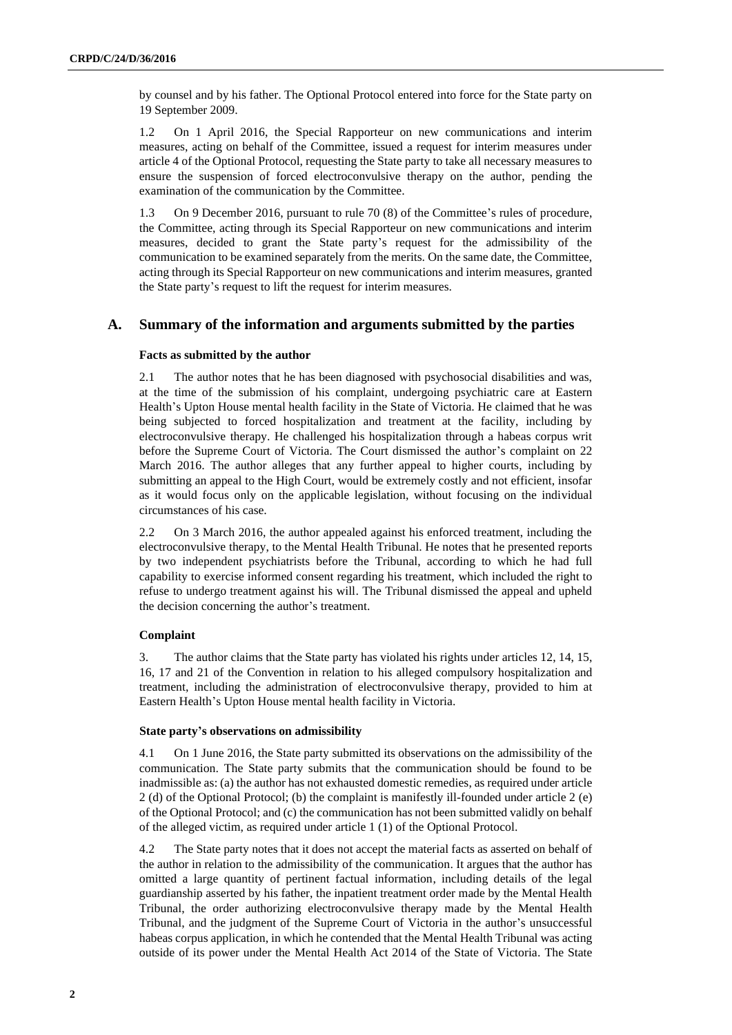by counsel and by his father. The Optional Protocol entered into force for the State party on 19 September 2009.

1.2 On 1 April 2016, the Special Rapporteur on new communications and interim measures, acting on behalf of the Committee, issued a request for interim measures under article 4 of the Optional Protocol, requesting the State party to take all necessary measures to ensure the suspension of forced electroconvulsive therapy on the author, pending the examination of the communication by the Committee.

1.3 On 9 December 2016, pursuant to rule 70 (8) of the Committee's rules of procedure, the Committee, acting through its Special Rapporteur on new communications and interim measures, decided to grant the State party's request for the admissibility of the communication to be examined separately from the merits. On the same date, the Committee, acting through its Special Rapporteur on new communications and interim measures, granted the State party's request to lift the request for interim measures.

## A. Summary of the information and arguments submitted by the parties

### Facts as submitted by the author

2.1 The author notes that he has been diagnosed with psychosocial disabilities and was, at the time of the submission of his complaint, undergoing psychiatric care at Eastern Health's Upton House mental health facility in the State of Victoria. He claimed that he was being subjected to forced hospitalization and treatment at the facility, including by electroconvulsive therapy. He challenged his hospitalization through a habeas corpus writ before the Supreme Court of Victoria. The Court dismissed the author's complaint on 22 March 2016. The author alleges that any further appeal to higher courts, including by submitting an appeal to the High Court, would be extremely costly and not efficient, insofar as it would focus only on the applicable legislation, without focusing on the individual circumstances of his case.

2.2 On 3 March 2016, the author appealed against his enforced treatment, including the electroconvulsive therapy, to the Mental Health Tribunal. He notes that he presented reports by two independent psychiatrists before the Tribunal, according to which he had full capability to exercise informed consent regarding his treatment, which included the right to refuse to undergo treatment against his will. The Tribunal dismissed the appeal and upheld the decision concerning the author's treatment.

### Complaint

3. The author claims that the State party has violated his rights under articles 12, 14, 15, 16, 17 and 21 of the Convention in relation to his alleged compulsory hospitalization and treatment, including the administration of electroconvulsive therapy, provided to him at Eastern Health's Upton House mental health facility in Victoria.

### State party's observations on admissibility

4.1 On 1 June 2016, the State party submitted its observations on the admissibility of the communication. The State party submits that the communication should be found to be inadmissible as: (a) the author has not exhausted domestic remedies, as required under article 2 (d) of the Optional Protocol; (b) the complaint is manifestly ill-founded under article 2 (e) of the Optional Protocol; and (c) the communication has not been submitted validly on behalf of the alleged victim, as required under article 1 (1) of the Optional Protocol.

4.2 The State party notes that it does not accept the material facts as asserted on behalf of the author in relation to the admissibility of the communication. It argues that the author has omitted a large quantity of pertinent factual information, including details of the legal guardianship asserted by his father, the inpatient treatment order made by the Mental Health Tribunal, the order authorizing electroconvulsive therapy made by the Mental Health Tribunal, and the judgment of the Supreme Court of Victoria in the author's unsuccessful habeas corpus application, in which he contended that the Mental Health Tribunal was acting outside of its power under the Mental Health Act 2014 of the State of Victoria. The State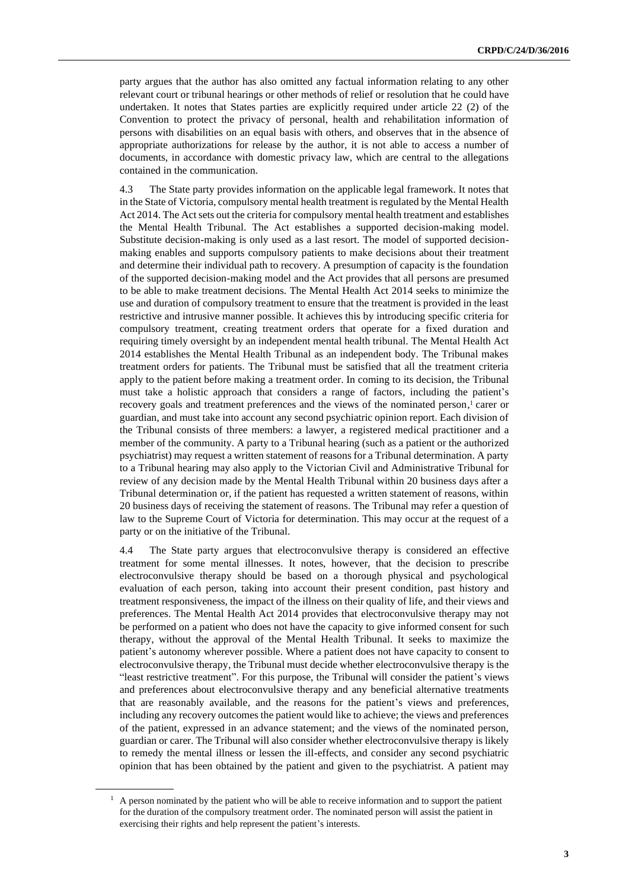party argues that the author has also omitted any factual information relating to any other relevant court or tribunal hearings or other methods of relief or resolution that he could have undertaken. It notes that States parties are explicitly required under article 22 (2) of the Convention to protect the privacy of personal, health and rehabilitation information of persons with disabilities on an equal basis with others, and observes that in the absence of appropriate authorizations for release by the author, it is not able to access a number of documents, in accordance with domestic privacy law, which are central to the allegations contained in the communication.

4.3 The State party provides information on the applicable legal framework. It notes that in the State of Victoria, compulsory mental health treatment is regulated by the Mental Health Act 2014. The Act sets out the criteria for compulsory mental health treatment and establishes the Mental Health Tribunal. The Act establishes a supported decision-making model. Substitute decision-making is only used as a last resort. The model of supported decision-making enables and supports compulsory patients to make decisions about their treatment and determine their individual path to recovery. A presumption of capacity is the foundation of the supported decision-making model and the Act provides that all persons are presumed to be able to make treatment decisions. The Mental Health Act 2014 seeks to minimize the use and duration of compulsory treatment to ensure that the treatment is provided in the least restrictive and intrusive manner possible. It achieves this by introducing specific criteria for compulsory treatment, creating treatment orders that operate for a fixed duration and requiring timely oversight by an independent mental health tribunal. The Mental Health Act 2014 establishes the Mental Health Tribunal as an independent body. The Tribunal makes treatment orders for patients. The Tribunal must be satisfied that all the treatment criteria apply to the patient before making a treatment order. In coming to its decision, the Tribunal must take a holistic approach that considers a range of factors, including the patient's recovery goals and treatment preferences and the views of the nominated person,[1] carer or guardian, and must take into account any second psychiatric opinion report. Each division of the Tribunal consists of three members: a lawyer, a registered medical practitioner and a member of the community. A party to a Tribunal hearing (such as a patient or the authorized psychiatrist) may request a written statement of reasons for a Tribunal determination. A party to a Tribunal hearing may also apply to the Victorian Civil and Administrative Tribunal for review of any decision made by the Mental Health Tribunal within 20 business days after a Tribunal determination or, if the patient has requested a written statement of reasons, within 20 business days of receiving the statement of reasons. The Tribunal may refer a question of law to the Supreme Court of Victoria for determination. This may occur at the request of a party or on the initiative of the Tribunal.

4.4 The State party argues that electroconvulsive therapy is considered an effective treatment for some mental illnesses. It notes, however, that the decision to prescribe electroconvulsive therapy should be based on a thorough physical and psychological evaluation of each person, taking into account their present condition, past history and treatment responsiveness, the impact of the illness on their quality of life, and their views and preferences. The Mental Health Act 2014 provides that electroconvulsive therapy may not be performed on a patient who does not have the capacity to give informed consent for such therapy, without the approval of the Mental Health Tribunal. It seeks to maximize the patient's autonomy wherever possible. Where a patient does not have capacity to consent to electroconvulsive therapy, the Tribunal must decide whether electroconvulsive therapy is the "least restrictive treatment". For this purpose, the Tribunal will consider the patient's views and preferences about electroconvulsive therapy and any beneficial alternative treatments that are reasonably available, and the reasons for the patient's views and preferences, including any recovery outcomes the patient would like to achieve; the views and preferences of the patient, expressed in an advance statement; and the views of the nominated person, guardian or carer. The Tribunal will also consider whether electroconvulsive therapy is likely to remedy the mental illness or lessen the ill-effects, and consider any second psychiatric opinion that has been obtained by the patient and given to the psychiatrist. A patient may

[1] A person nominated by the patient who will be able to receive information and to support the patient for the duration of the compulsory treatment order. The nominated person will assist the patient in exercising their rights and help represent the patient's interests.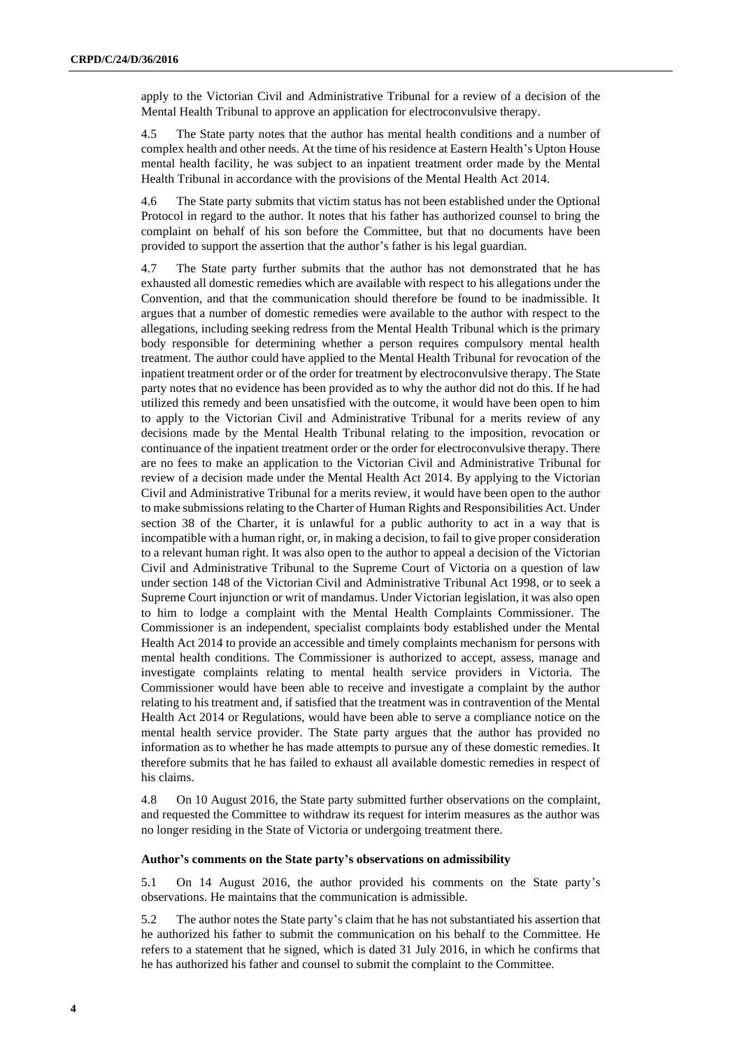apply to the Victorian Civil and Administrative Tribunal for a review of a decision of the Mental Health Tribunal to approve an application for electroconvulsive therapy.

4.5 The State party notes that the author has mental health conditions and a number of complex health and other needs. At the time of his residence at Eastern Health's Upton House mental health facility, he was subject to an inpatient treatment order made by the Mental Health Tribunal in accordance with the provisions of the Mental Health Act 2014.

4.6 The State party submits that victim status has not been established under the Optional Protocol in regard to the author. It notes that his father has authorized counsel to bring the complaint on behalf of his son before the Committee, but that no documents have been provided to support the assertion that the author's father is his legal guardian.

4.7 The State party further submits that the author has not demonstrated that he has exhausted all domestic remedies which are available with respect to his allegations under the Convention, and that the communication should therefore be found to be inadmissible. It argues that a number of domestic remedies were available to the author with respect to the allegations, including seeking redress from the Mental Health Tribunal which is the primary body responsible for determining whether a person requires compulsory mental health treatment. The author could have applied to the Mental Health Tribunal for revocation of the inpatient treatment order or of the order for treatment by electroconvulsive therapy. The State party notes that no evidence has been provided as to why the author did not do this. If he had utilized this remedy and been unsatisfied with the outcome, it would have been open to him to apply to the Victorian Civil and Administrative Tribunal for a merits review of any decisions made by the Mental Health Tribunal relating to the imposition, revocation or continuance of the inpatient treatment order or the order for electroconvulsive therapy. There are no fees to make an application to the Victorian Civil and Administrative Tribunal for review of a decision made under the Mental Health Act 2014. By applying to the Victorian Civil and Administrative Tribunal for a merits review, it would have been open to the author to make submissions relating to the Charter of Human Rights and Responsibilities Act. Under section 38 of the Charter, it is unlawful for a public authority to act in a way that is incompatible with a human right, or, in making a decision, to fail to give proper consideration to a relevant human right. It was also open to the author to appeal a decision of the Victorian Civil and Administrative Tribunal to the Supreme Court of Victoria on a question of law under section 148 of the Victorian Civil and Administrative Tribunal Act 1998, or to seek a Supreme Court injunction or writ of mandamus. Under Victorian legislation, it was also open to him to lodge a complaint with the Mental Health Complaints Commissioner. The Commissioner is an independent, specialist complaints body established under the Mental Health Act 2014 to provide an accessible and timely complaints mechanism for persons with mental health conditions. The Commissioner is authorized to accept, assess, manage and investigate complaints relating to mental health service providers in Victoria. The Commissioner would have been able to receive and investigate a complaint by the author relating to his treatment and, if satisfied that the treatment was in contravention of the Mental Health Act 2014 or Regulations, would have been able to serve a compliance notice on the mental health service provider. The State party argues that the author has provided no information as to whether he has made attempts to pursue any of these domestic remedies. It therefore submits that he has failed to exhaust all available domestic remedies in respect of his claims.

4.8 On 10 August 2016, the State party submitted further observations on the complaint, and requested the Committee to withdraw its request for interim measures as the author was no longer residing in the State of Victoria or undergoing treatment there.

### Author's comments on the State party's observations on admissibility

5.1 On 14 August 2016, the author provided his comments on the State party's observations. He maintains that the communication is admissible.

5.2 The author notes the State party's claim that he has not substantiated his assertion that he authorized his father to submit the communication on his behalf to the Committee. He refers to a statement that he signed, which is dated 31 July 2016, in which he confirms that he has authorized his father and counsel to submit the complaint to the Committee.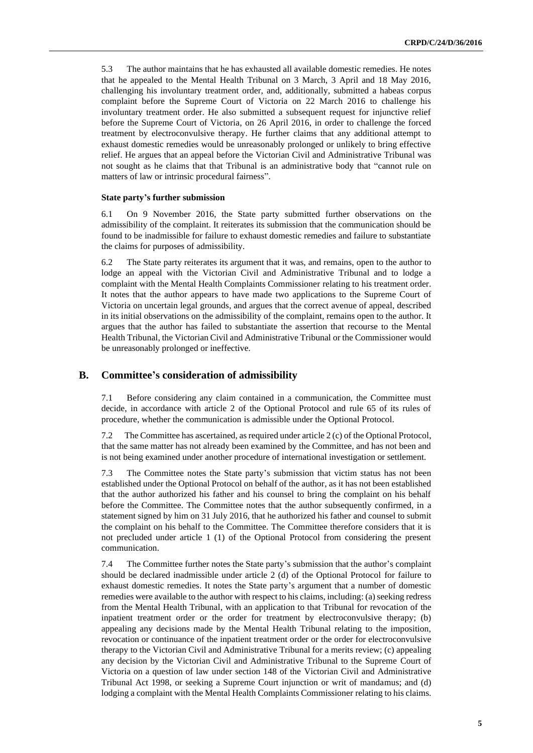5.3 The author maintains that he has exhausted all available domestic remedies. He notes that he appealed to the Mental Health Tribunal on 3 March, 3 April and 18 May 2016, challenging his involuntary treatment order, and, additionally, submitted a habeas corpus complaint before the Supreme Court of Victoria on 22 March 2016 to challenge his involuntary treatment order. He also submitted a subsequent request for injunctive relief before the Supreme Court of Victoria, on 26 April 2016, in order to challenge the forced treatment by electroconvulsive therapy. He further claims that any additional attempt to exhaust domestic remedies would be unreasonably prolonged or unlikely to bring effective relief. He argues that an appeal before the Victorian Civil and Administrative Tribunal was not sought as he claims that that Tribunal is an administrative body that "cannot rule on matters of law or intrinsic procedural fairness".

#### State party's further submission

6.1 On 9 November 2016, the State party submitted further observations on the admissibility of the complaint. It reiterates its submission that the communication should be found to be inadmissible for failure to exhaust domestic remedies and failure to substantiate the claims for purposes of admissibility.

6.2 The State party reiterates its argument that it was, and remains, open to the author to lodge an appeal with the Victorian Civil and Administrative Tribunal and to lodge a complaint with the Mental Health Complaints Commissioner relating to his treatment order. It notes that the author appears to have made two applications to the Supreme Court of Victoria on uncertain legal grounds, and argues that the correct avenue of appeal, described in its initial observations on the admissibility of the complaint, remains open to the author. It argues that the author has failed to substantiate the assertion that recourse to the Mental Health Tribunal, the Victorian Civil and Administrative Tribunal or the Commissioner would be unreasonably prolonged or ineffective.

## B. Committee's consideration of admissibility

7.1 Before considering any claim contained in a communication, the Committee must decide, in accordance with article 2 of the Optional Protocol and rule 65 of its rules of procedure, whether the communication is admissible under the Optional Protocol.

7.2 The Committee has ascertained, as required under article 2 (c) of the Optional Protocol, that the same matter has not already been examined by the Committee, and has not been and is not being examined under another procedure of international investigation or settlement.

7.3 The Committee notes the State party's submission that victim status has not been established under the Optional Protocol on behalf of the author, as it has not been established that the author authorized his father and his counsel to bring the complaint on his behalf before the Committee. The Committee notes that the author subsequently confirmed, in a statement signed by him on 31 July 2016, that he authorized his father and counsel to submit the complaint on his behalf to the Committee. The Committee therefore considers that it is not precluded under article 1 (1) of the Optional Protocol from considering the present communication.

7.4 The Committee further notes the State party's submission that the author's complaint should be declared inadmissible under article 2 (d) of the Optional Protocol for failure to exhaust domestic remedies. It notes the State party's argument that a number of domestic remedies were available to the author with respect to his claims, including: (a) seeking redress from the Mental Health Tribunal, with an application to that Tribunal for revocation of the inpatient treatment order or the order for treatment by electroconvulsive therapy; (b) appealing any decisions made by the Mental Health Tribunal relating to the imposition, revocation or continuance of the inpatient treatment order or the order for electroconvulsive therapy to the Victorian Civil and Administrative Tribunal for a merits review; (c) appealing any decision by the Victorian Civil and Administrative Tribunal to the Supreme Court of Victoria on a question of law under section 148 of the Victorian Civil and Administrative Tribunal Act 1998, or seeking a Supreme Court injunction or writ of mandamus; and (d) lodging a complaint with the Mental Health Complaints Commissioner relating to his claims.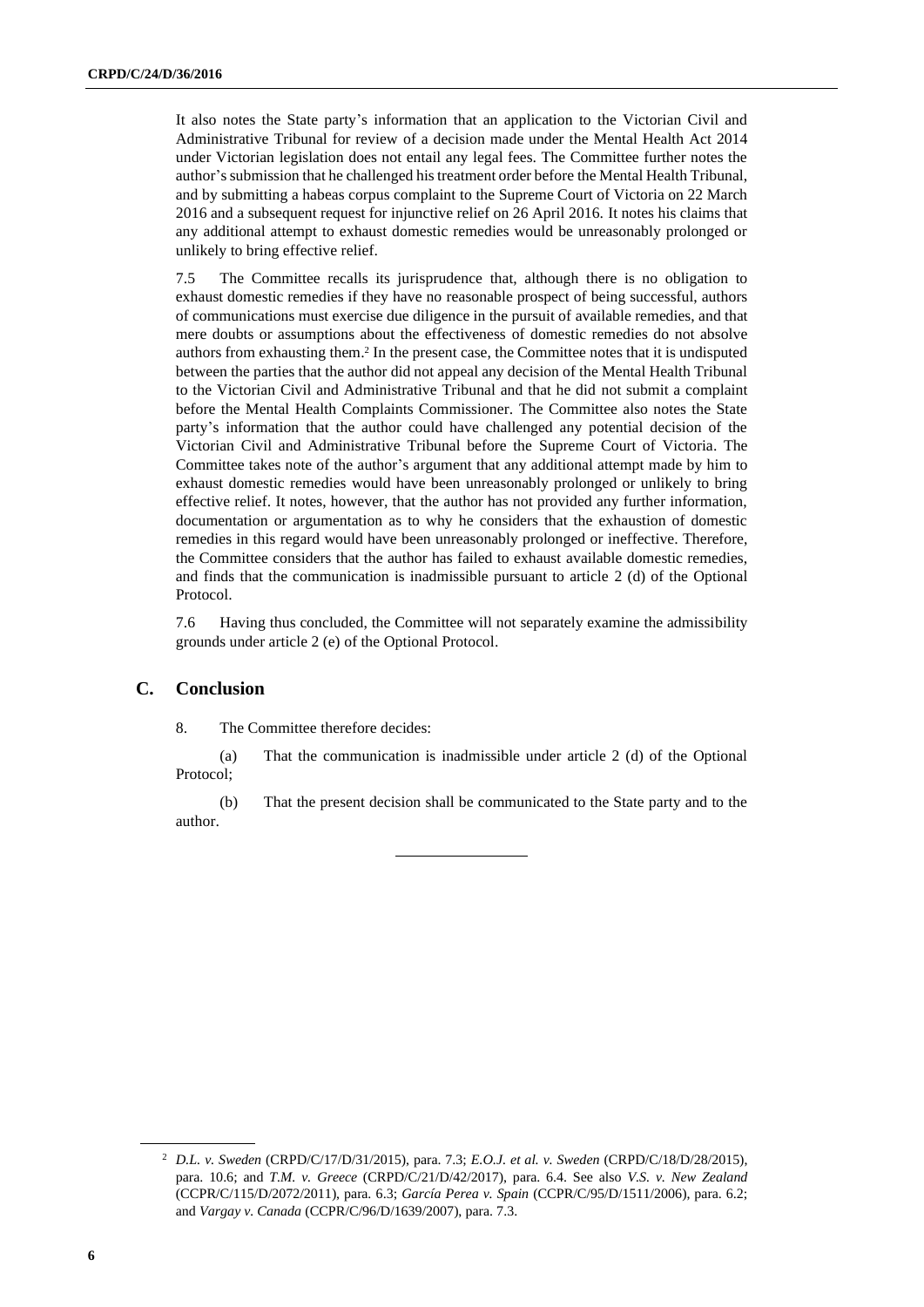It also notes the State party's information that an application to the Victorian Civil and Administrative Tribunal for review of a decision made under the Mental Health Act 2014 under Victorian legislation does not entail any legal fees. The Committee further notes the author's submission that he challenged his treatment order before the Mental Health Tribunal, and by submitting a habeas corpus complaint to the Supreme Court of Victoria on 22 March 2016 and a subsequent request for injunctive relief on 26 April 2016. It notes his claims that any additional attempt to exhaust domestic remedies would be unreasonably prolonged or unlikely to bring effective relief.

7.5 The Committee recalls its jurisprudence that, although there is no obligation to exhaust domestic remedies if they have no reasonable prospect of being successful, authors of communications must exercise due diligence in the pursuit of available remedies, and that mere doubts or assumptions about the effectiveness of domestic remedies do not absolve authors from exhausting them.[2] In the present case, the Committee notes that it is undisputed between the parties that the author did not appeal any decision of the Mental Health Tribunal to the Victorian Civil and Administrative Tribunal and that he did not submit a complaint before the Mental Health Complaints Commissioner. The Committee also notes the State party's information that the author could have challenged any potential decision of the Victorian Civil and Administrative Tribunal before the Supreme Court of Victoria. The Committee takes note of the author's argument that any additional attempt made by him to exhaust domestic remedies would have been unreasonably prolonged or unlikely to bring effective relief. It notes, however, that the author has not provided any further information, documentation or argumentation as to why he considers that the exhaustion of domestic remedies in this regard would have been unreasonably prolonged or ineffective. Therefore, the Committee considers that the author has failed to exhaust available domestic remedies, and finds that the communication is inadmissible pursuant to article 2 (d) of the Optional Protocol.

7.6 Having thus concluded, the Committee will not separately examine the admissibility grounds under article 2 (e) of the Optional Protocol.

## C. Conclusion

8. The Committee therefore decides:

(a) That the communication is inadmissible under article 2 (d) of the Optional Protocol;

(b) That the present decision shall be communicated to the State party and to the author.

---

[2] *D.L. v. Sweden* (CRPD/C/17/D/31/2015), para. 7.3; *E.O.J. et al. v. Sweden* (CRPD/C/18/D/28/2015), para. 10.6; and *T.M. v. Greece* (CRPD/C/21/D/42/2017), para. 6.4. See also *V.S. v. New Zealand* (CCPR/C/115/D/2072/2011), para. 6.3; *García Perea v. Spain* (CCPR/C/95/D/1511/2006), para. 6.2; and *Vargay v. Canada* (CCPR/C/96/D/1639/2007), para. 7.3.